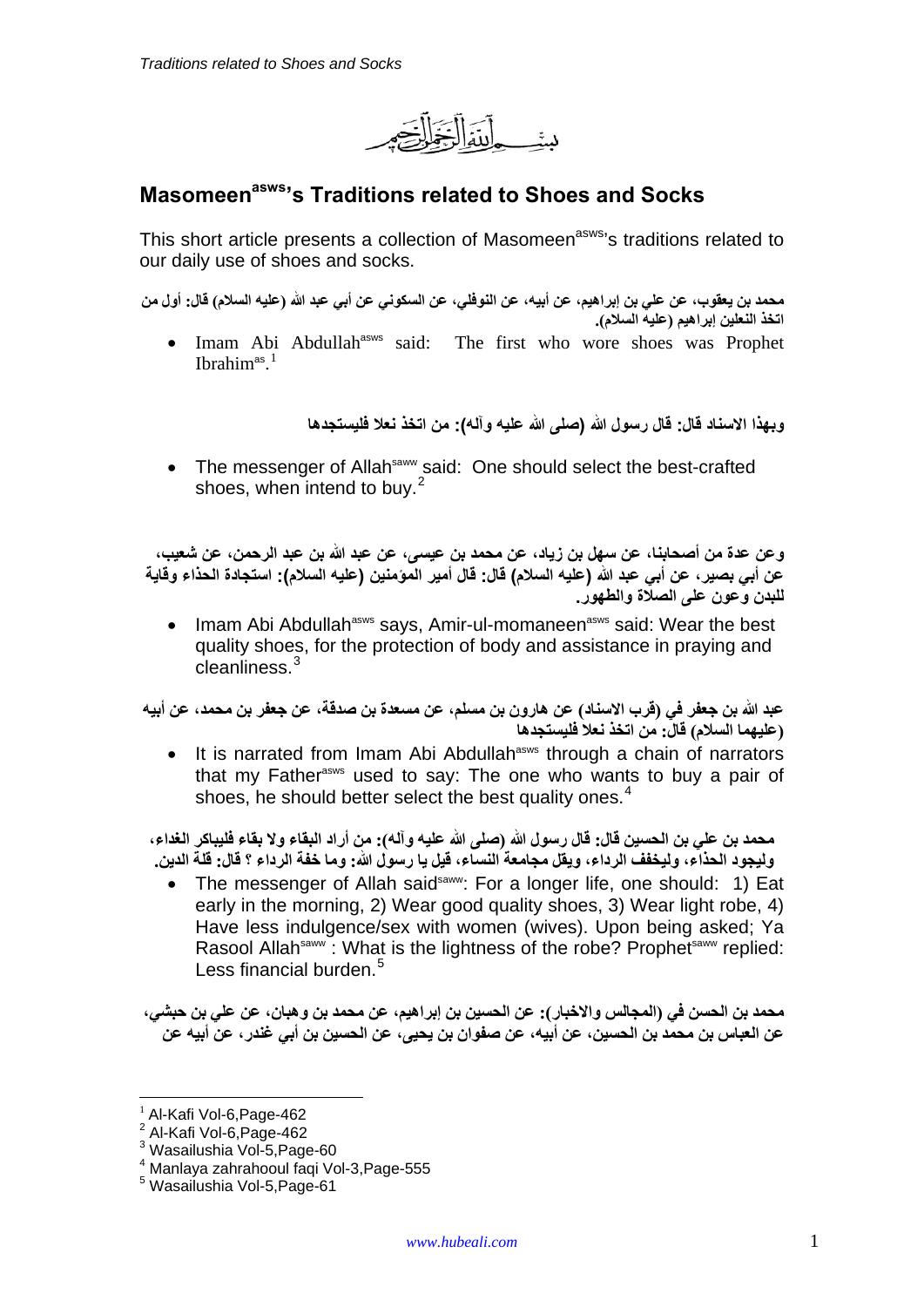بسم الله الرحمن الرحيم

## Masomeen[asws]'s Traditions related to Shoes and Socks

This short article presents a collection of Masomeen[asws]'s traditions related to our daily use of shoes and socks.

محمد بن يعقوب، عن علي بن إبراهيم، عن أبيه، عن النوفلي، عن السكوني عن أبي عبد الله (عليه السلام) قال: أول من اتخذ النعلين إبراهيم (عليه السلام).

- Imam Abi Abdullah[asws] said: The first who wore shoes was Prophet Ibrahim[as].[1]

وبهذا الاسناد قال: قال رسول الله (صلى الله عليه وآله): من اتخذ نعلا فليستجدها

- The messenger of Allah[saww] said: One should select the best-crafted shoes, when intend to buy.[2]

وعن عدة من أصحابنا، عن سهل بن زياد، عن محمد بن عيسى، عن عبد الله بن عبد الرحمن، عن شعيب، عن أبي بصير، عن أبي عبد الله (عليه السلام) قال: قال أمير المؤمنين (عليه السلام): استجادة الحذاء وقاية للبدن وعون على الصلاة والطهور.

- Imam Abi Abdullah[asws] says, Amir-ul-momaneen[asws] said: Wear the best quality shoes, for the protection of body and assistance in praying and cleanliness.[3]

عبد الله بن جعفر في (قرب الاسناد) عن هارون بن مسلم، عن مسعدة بن صدقة، عن جعفر بن محمد، عن أبيه (عليهما السلام) قال: من اتخذ نعلا فليستجدها

- It is narrated from Imam Abi Abdullah[asws] through a chain of narrators that my Father[asws] used to say: The one who wants to buy a pair of shoes, he should better select the best quality ones.[4]

محمد بن علي بن الحسين قال: قال رسول الله (صلى الله عليه وآله): من أراد البقاء ولا بقاء فليباكر الغداء، وليجود الحذاء، وليخفف الرداء، ويقل مجامعة النساء، قيل يا رسول الله: وما خفة الرداء ؟ قال: قلة الدين.

- The messenger of Allah said[saww]: For a longer life, one should: 1) Eat early in the morning, 2) Wear good quality shoes, 3) Wear light robe, 4) Have less indulgence/sex with women (wives). Upon being asked; Ya Rasool Allah[saww] : What is the lightness of the robe? Prophet[saww] replied: Less financial burden.[5]

محمد بن الحسن في (المجالس والاخبار): عن الحسين بن إبراهيم، عن محمد بن وهبان، عن علي بن حبشي، عن العباس بن محمد بن الحسين، عن أبيه، عن صفوان بن يحيى، عن الحسين بن أبي غندر، عن أبيه عن

---

[1] Al-Kafi Vol-6,Page-462
[2] Al-Kafi Vol-6,Page-462
[3] Wasailushia Vol-5,Page-60
[4] Manlaya zahrahooul faqi Vol-3,Page-555
[5] Wasailushia Vol-5,Page-61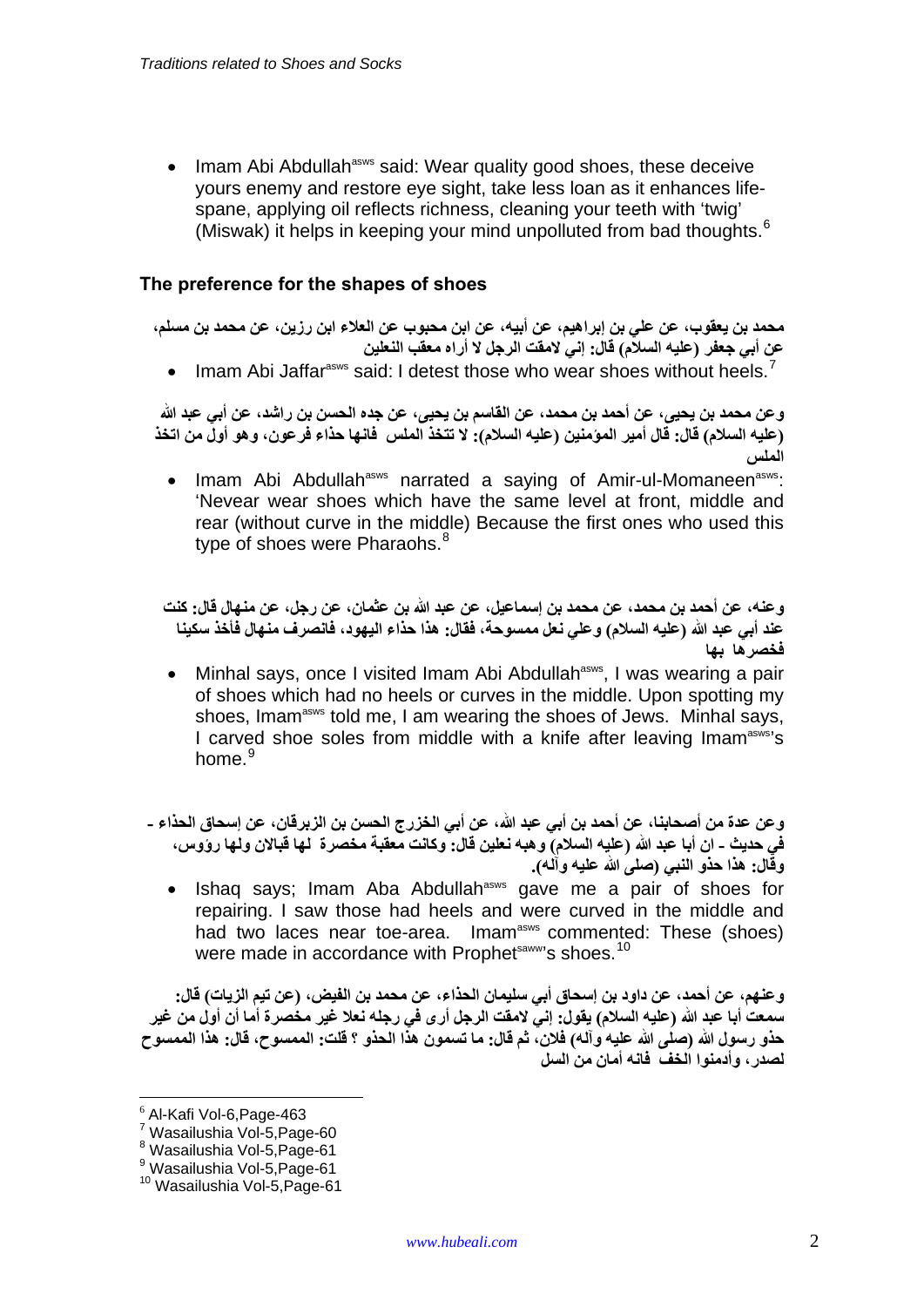- Imam Abi Abdullah[asws] said: Wear quality good shoes, these deceive yours enemy and restore eye sight, take less loan as it enhances life-spane, applying oil reflects richness, cleaning your teeth with 'twig' (Miswak) it helps in keeping your mind unpolluted from bad thoughts.[6]

## The preference for the shapes of shoes

محمد بن يعقوب، عن علي بن إبراهيم، عن أبيه، عن ابن محبوب عن العلاء ابن رزين، عن محمد بن مسلم، عن أبي جعفر (عليه السلام) قال: إني لامقت الرجل لا أراه معقب النعلين

- Imam Abi Jaffar[asws] said: I detest those who wear shoes without heels.[7]

وعن محمد بن يحيى، عن أحمد بن محمد، عن القاسم بن يحيى، عن جده الحسن بن راشد، عن أبي عبد الله (عليه السلام) قال: قال أمير المؤمنين (عليه السلام): لا تتخذ الملس فانها حذاء فرعون، وهو أول من اتخذ الملس

- Imam Abi Abdullah[asws] narrated a saying of Amir-ul-Momaneen[asws]: 'Nevear wear shoes which have the same level at front, middle and rear (without curve in the middle) Because the first ones who used this type of shoes were Pharaohs.[8]

وعنه، عن أحمد بن محمد، عن محمد بن إسماعيل، عن عبد الله بن عثمان، عن رجل، عن منهال قال: كنت عند أبي عبد الله (عليه السلام) وعلي نعل ممسوحة، فقال: هذا حذاء اليهود، فانصرف منهال فأخذ سكينا فخصرها بها

- Minhal says, once I visited Imam Abi Abdullah[asws], I was wearing a pair of shoes which had no heels or curves in the middle. Upon spotting my shoes, Imam[asws] told me, I am wearing the shoes of Jews. Minhal says, I carved shoe soles from middle with a knife after leaving Imam[asws]'s home.[9]

وعن عدة من أصحابنا، عن أحمد بن أبي عبد الله، عن أبي الخزرج الحسن بن الزبرقان، عن إسحاق الحذاء - في حديث - ان أبا عبد الله (عليه السلام) وهبه نعلين قال: وكانت معقبة مخصرة لها قبالان ولها رؤوس، وقال: هذا حذو النبي (صلى الله عليه وآله).

- Ishaq says; Imam Aba Abdullah[asws] gave me a pair of shoes for repairing. I saw those had heels and were curved in the middle and had two laces near toe-area. Imam[asws] commented: These (shoes) were made in accordance with Prophet[saww]'s shoes.[10]

وعنهم، عن أحمد، عن داود بن إسحاق أبي سليمان الحذاء، عن محمد بن الفيض، (عن تيم الزيات) قال: سمعت أبا عبد الله (عليه السلام) يقول: إني لامقت الرجل أرى في رجله نعلا غير مخصرة أما أن أول من غير حذو رسول الله (صلى الله عليه وآله) فلان، ثم قال: ما تسمون هذا الحذو ؟ قلت: الممسوح، قال: هذا الممسوح لصدر، وأدمنوا الخف فانه أمان من السل

---

[6] Al-Kafi Vol-6,Page-463
[7] Wasailushia Vol-5,Page-60
[8] Wasailushia Vol-5,Page-61
[9] Wasailushia Vol-5,Page-61
[10] Wasailushia Vol-5,Page-61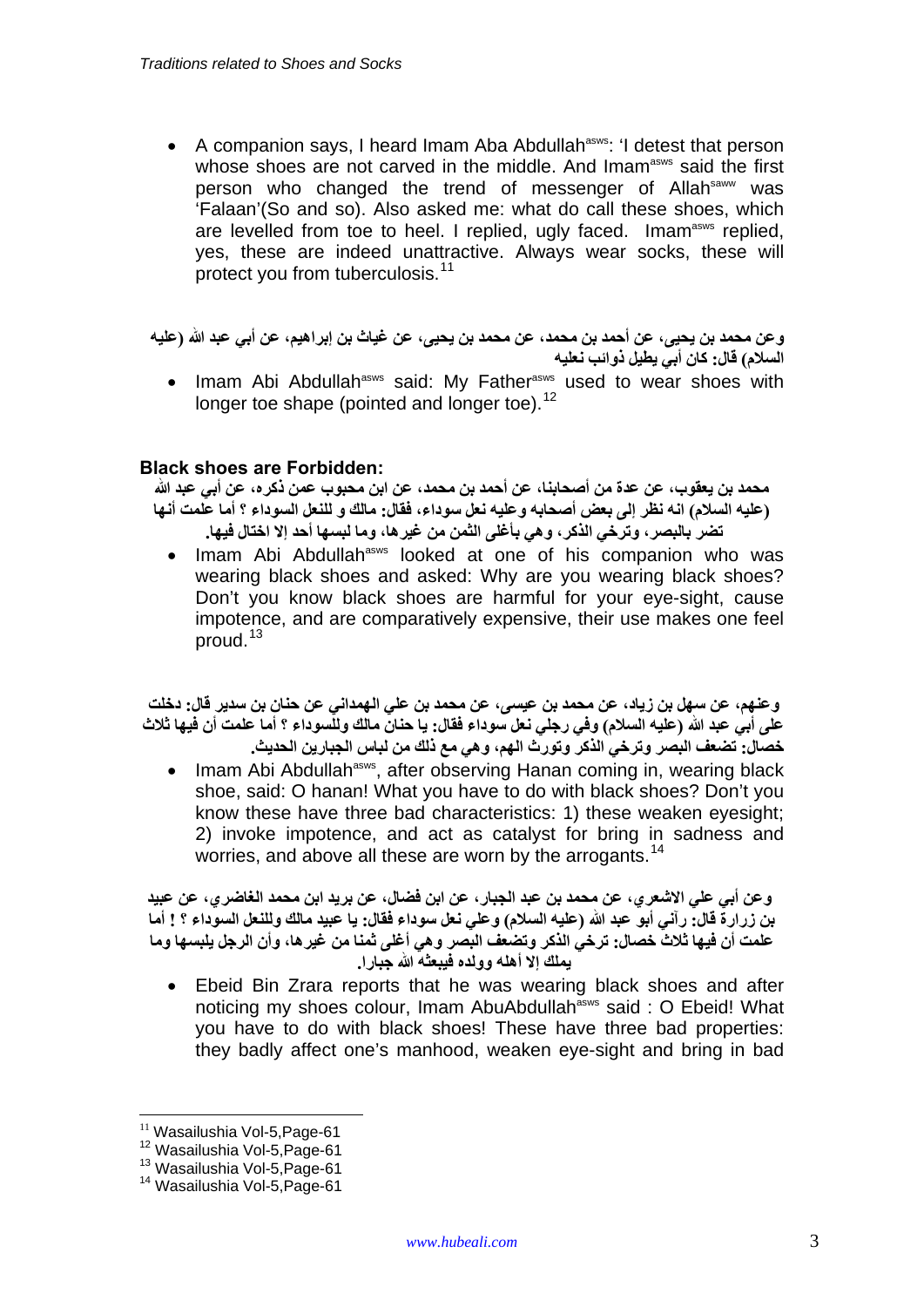- A companion says, I heard Imam Aba Abdullah[asws]: 'I detest that person whose shoes are not carved in the middle. And Imam[asws] said the first person who changed the trend of messenger of Allah[saww] was 'Falaan'(So and so). Also asked me: what do call these shoes, which are levelled from toe to heel. I replied, ugly faced. Imam[asws] replied, yes, these are indeed unattractive. Always wear socks, these will protect you from tuberculosis.[11]

**وعن محمد بن يحيى، عن أحمد بن محمد، عن محمد بن يحيى، عن غياث بن إبراهيم، عن أبي عبد الله (عليه السلام) قال: كان أبي يطيل ذوائب نعليه**

- Imam Abi Abdullah[asws] said: My Father[asws] used to wear shoes with longer toe shape (pointed and longer toe).[12]

### Black shoes are Forbidden:

**محمد بن يعقوب، عن عدة من أصحابنا، عن أحمد بن محمد، عن ابن محبوب عمن ذكره، عن أبي عبد الله (عليه السلام) انه نظر إلى بعض أصحابه وعليه نعل سوداء، فقال: مالك و للنعل السوداء ؟ أما علمت أنها تضر بالبصر، وترخي الذكر، وهي بأغلى الثمن من غيرها، وما لبسها أحد إلا اختال فيها.**

- Imam Abi Abdullah[asws] looked at one of his companion who was wearing black shoes and asked: Why are you wearing black shoes? Don't you know black shoes are harmful for your eye-sight, cause impotence, and are comparatively expensive, their use makes one feel proud.[13]

**وعنهم، عن سهل بن زياد، عن محمد بن عيسى، عن محمد بن علي الهمداني عن حنان بن سدير قال: دخلت على أبي عبد الله (عليه السلام) وفي رجلي نعل سوداء فقال: يا حنان مالك وللسوداء ؟ أما علمت أن فيها ثلاث خصال: تضعف البصر وترخي الذكر وتورث الهم، وهي مع ذلك من لباس الجبارين الحديث.**

- Imam Abi Abdullah[asws], after observing Hanan coming in, wearing black shoe, said: O hanan! What you have to do with black shoes? Don't you know these have three bad characteristics: 1) these weaken eyesight; 2) invoke impotence, and act as catalyst for bring in sadness and worries, and above all these are worn by the arrogants.[14]

**وعن أبي علي الاشعري، عن محمد بن عبد الجبار، عن ابن فضال، عن بريد ابن محمد الغاضري، عن عبيد بن زرارة قال: رآني أبو عبد الله (عليه السلام) وعلي نعل سوداء فقال: يا عبيد مالك وللنعل السوداء ؟ ! أما علمت أن فيها ثلاث خصال: ترخي الذكر وتضعف البصر وهي أغلى ثمنا من غيرها، وأن الرجل يلبسها وما يملك إلا أهله وولده فيبعثه الله جبارا.**

- Ebeid Bin Zrara reports that he was wearing black shoes and after noticing my shoes colour, Imam AbuAbdullah[asws] said : O Ebeid! What you have to do with black shoes! These have three bad properties: they badly affect one's manhood, weaken eye-sight and bring in bad

---

[11] Wasailushia Vol-5,Page-61
[12] Wasailushia Vol-5,Page-61
[13] Wasailushia Vol-5,Page-61
[14] Wasailushia Vol-5,Page-61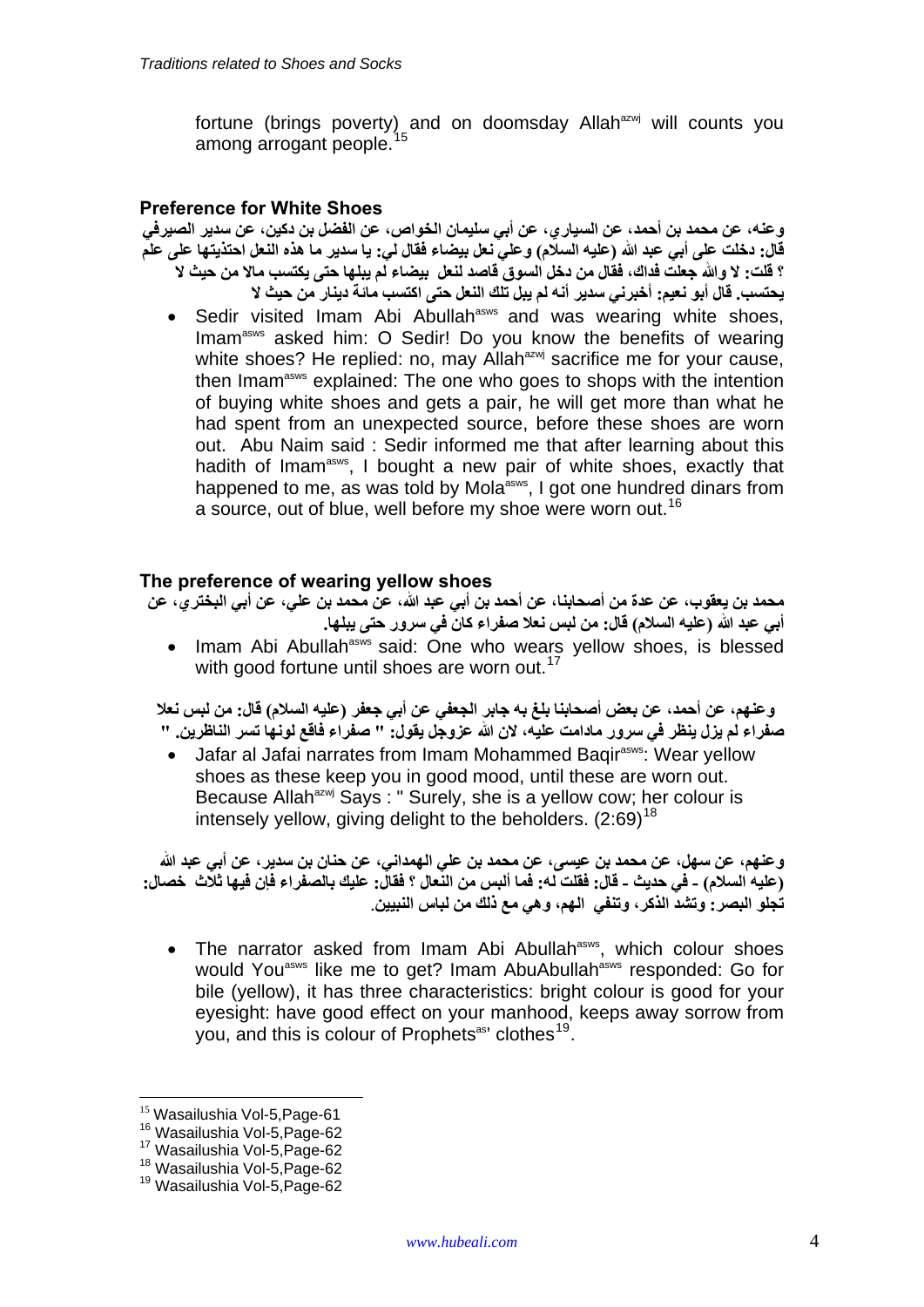fortune (brings poverty) and on doomsday Allah[azwj] will counts you among arrogant people.[15]

### Preference for White Shoes

وعنه، عن محمد بن أحمد، عن السياري، عن أبي سليمان الخواص، عن الفضل بن دكين، عن سدير الصيرفي قال: دخلت على أبي عبد الله (عليه السلام) وعلي نعل بيضاء فقال لي: يا سدير ما هذه النعل احتذيتها على علم ؟ قلت: لا والله جعلت فداك، فقال من دخل السوق قاصد لنعل بيضاء لم يبلها حتى يكتسب مالا من حيث لا يحتسب. قال أبو نعيم: أخبرني سدير أنه لم يبل تلك النعل حتى اكتسب مائة دينار من حيث لا

- Sedir visited Imam Abi Abullah[asws] and was wearing white shoes, Imam[asws] asked him: O Sedir! Do you know the benefits of wearing white shoes? He replied: no, may Allah[azwj] sacrifice me for your cause, then Imam[asws] explained: The one who goes to shops with the intention of buying white shoes and gets a pair, he will get more than what he had spent from an unexpected source, before these shoes are worn out. Abu Naim said : Sedir informed me that after learning about this hadith of Imam[asws], I bought a new pair of white shoes, exactly that happened to me, as was told by Mola[asws], I got one hundred dinars from a source, out of blue, well before my shoe were worn out.[16]

### The preference of wearing yellow shoes

محمد بن يعقوب، عن عدة من أصحابنا، عن أحمد بن أبي عبد الله، عن محمد بن علي، عن أبي البختري، عن أبي عبد الله (عليه السلام) قال: من لبس نعلا صفراء كان في سرور حتى يبليها.

- Imam Abi Abullah[asws] said: One who wears yellow shoes, is blessed with good fortune until shoes are worn out.[17]

وعنهم، عن أحمد، عن بعض أصحابنا بلغ به جابر الجعفي عن أبي جعفر (عليه السلام) قال: من لبس نعلا صفراء لم يزل ينظر في سرور مادامت عليه، لان الله عزوجل يقول: " صفراء فاقع لونها تسر الناظرين. "

- Jafar al Jafai narrates from Imam Mohammed Baqir[asws]: Wear yellow shoes as these keep you in good mood, until these are worn out. Because Allah[azwj] Says : " Surely, she is a yellow cow; her colour is intensely yellow, giving delight to the beholders. (2:69)[18]

وعنهم، عن سهل، عن محمد بن عيسى، عن محمد بن علي الهمداني، عن حنان بن سدير، عن أبي عبد الله (عليه السلام) - في حديث - قال: فقلت له: فما ألبس من النعال ؟ فقال: عليك بالصفراء فإن فيها ثلاث خصال: تجلو البصر: وتشد الذكر، وتنفي الهم، وهي مع ذلك من لباس النبيين.

- The narrator asked from Imam Abi Abullah[asws], which colour shoes would You[asws] like me to get? Imam AbuAbullah[asws] responded: Go for bile (yellow), it has three characteristics: bright colour is good for your eyesight: have good effect on your manhood, keeps away sorrow from you, and this is colour of Prophets[as]' clothes[19].

---

[15] Wasailushia Vol-5,Page-61

[16] Wasailushia Vol-5,Page-62

[17] Wasailushia Vol-5,Page-62

[18] Wasailushia Vol-5,Page-62

[19] Wasailushia Vol-5,Page-62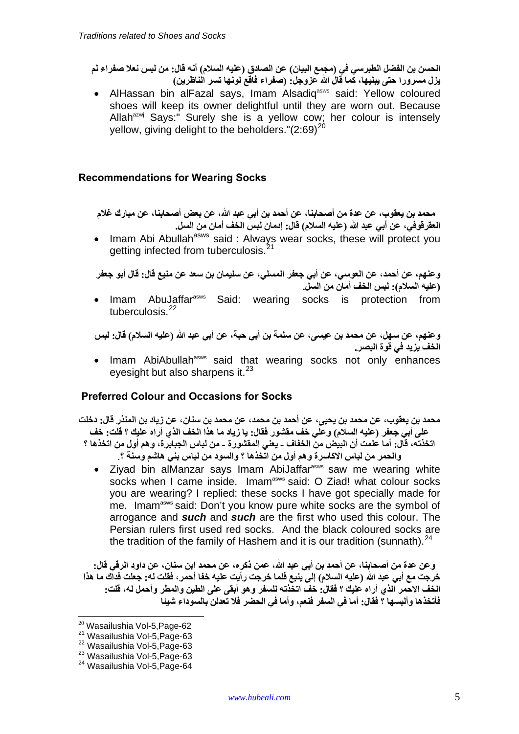الحسن بن الفضل الطبرسي في (مجمع البيان) عن الصادق (عليه السلام) أنه قال: من لبس نعلا صفراء لم يزل مسرورا حتى يبليها، كما قال الله عزوجل: (صفراء فاقع لونها تسر الناظرين)

- AlHassan bin alFazal says, Imam Alsadiq[asws] said: Yellow coloured shoes will keep its owner delightful until they are worn out. Because Allah[azwj] Says:" Surely she is a yellow cow; her colour is intensely yellow, giving delight to the beholders."(2:69)[20]

## Recommendations for Wearing Socks

محمد بن يعقوب، عن عدة من أصحابنا، عن أحمد بن أبي عبد الله، عن بعض أصحابنا، عن مبارك غلام العقرقوفي، عن أبي عبد الله (عليه السلام) قال: إدمان لبس الخف أمان من السل.

- Imam Abi Abullah[asws] said : Always wear socks, these will protect you getting infected from tuberculosis.[21]

وعنهم، عن أحمد، عن العوسي، عن أبي جعفر المسلي، عن سليمان بن سعد عن منيع قال: قال أبو جعفر (عليه السلام): لبس الخف أمان من السل.

- Imam AbuJaffar[asws] Said: wearing socks is protection from tuberculosis.[22]

وعنهم، عن سهل، عن محمد بن عيسى، عن سلمة بن أبي حبة، عن أبي عبد الله (عليه السلام) قال: لبس الخف يزيد في قوة البصر.

- Imam AbiAbullah[asws] said that wearing socks not only enhances eyesight but also sharpens it.[23]

## Preferred Colour and Occasions for Socks

محمد بن يعقوب، عن محمد بن يحيى، عن أحمد بن محمد، عن محمد بن سنان، عن زياد بن المنذر قال: دخلت على أبي جعفر (عليه السلام) وعلي خف مقشور فقال: يا زياد ما هذا الخف الذي أراه عليك ؟ قلت: خف اتخذته، قال: أما علمت أن البيض من الخفاف - يعني المقشورة - من لباس الجبابرة، وهم أول من اتخذها ؟ والحمر من لباس الاكاسرة وهم أول من اتخذها ؟ والسود من لباس بني هاشم وسنة ؟.

- Ziyad bin alManzar says Imam AbiJaffar[asws] saw me wearing white socks when I came inside. Imam[asws] said: O Ziad! what colour socks you are wearing? I replied: these socks I have got specially made for me. Imam[asws] said: Don't you know pure white socks are the symbol of arrogance and ***such*** and ***such*** are the first who used this colour. The Persian rulers first used red socks. And the black coloured socks are the tradition of the family of Hashem and it is our tradition (sunnath).[24]

وعن عدة من أصحابنا، عن أحمد بن أبي عبد الله، عمن ذكره، عن محمد ابن سنان، عن داود الرقي قال: خرجت مع أبي عبد الله (عليه السلام) إلى ينبع فلما خرجت رأيت عليه خفا أحمر، فقلت له: جعلت فداك ما هذا الخف الاحمر الذي أراه عليك ؟ فقال: خف اتخذته للسفر وهو أبقى على الطين والمطر وأحمل له، قلت: فأتخذها وألبسها ؟ فقال: أما في السفر فنعم، وأما في الحضر فلا تعدلن بالسوداء شيئا

---

[20] Wasailushia Vol-5,Page-62
[21] Wasailushia Vol-5,Page-63
[22] Wasailushia Vol-5,Page-63
[23] Wasailushia Vol-5,Page-63
[24] Wasailushia Vol-5,Page-64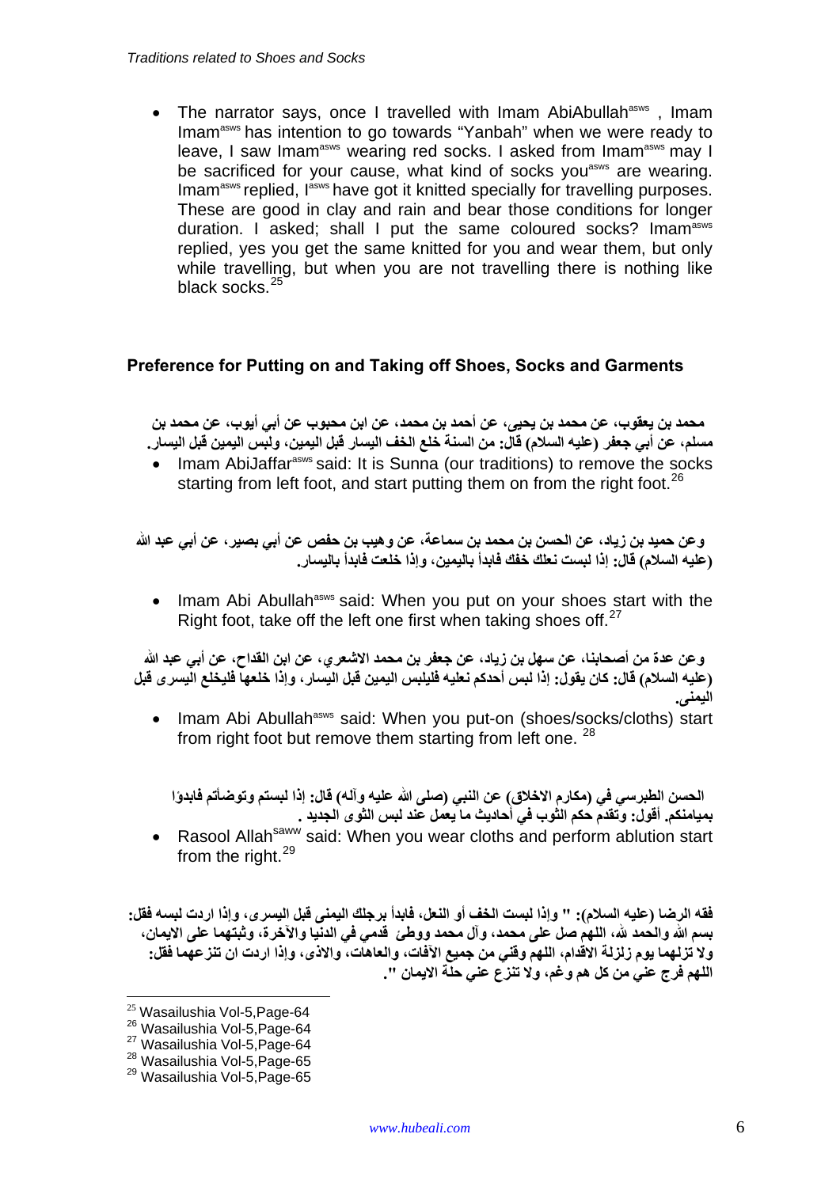- The narrator says, once I travelled with Imam AbiAbullah[asws] , Imam Imam[asws] has intention to go towards "Yanbah" when we were ready to leave, I saw Imam[asws] wearing red socks. I asked from Imam[asws] may I be sacrificed for your cause, what kind of socks you[asws] are wearing. Imam[asws] replied, I[asws] have got it knitted specially for travelling purposes. These are good in clay and rain and bear those conditions for longer duration. I asked; shall I put the same coloured socks? Imam[asws] replied, yes you get the same knitted for you and wear them, but only while travelling, but when you are not travelling there is nothing like black socks.[25]

### Preference for Putting on and Taking off Shoes, Socks and Garments

**محمد بن يعقوب، عن محمد بن يحيى، عن أحمد بن محمد، عن ابن محبوب عن أبي أيوب، عن محمد بن مسلم، عن أبي جعفر (عليه السلام) قال: من السنة خلع الخف اليسار قبل اليمين، ولبس اليمين قبل اليسار.**

- Imam AbiJaffar[asws] said: It is Sunna (our traditions) to remove the socks starting from left foot, and start putting them on from the right foot.[26]

**وعن حميد بن زياد، عن الحسن بن محمد بن سماعة، عن وهيب بن حفص عن أبي بصير، عن أبي عبد الله (عليه السلام) قال: إذا لبست نعلك خفك فابدأ باليمين، وإذا خلعت فابدأ باليسار.**

- Imam Abi Abullah[asws] said: When you put on your shoes start with the Right foot, take off the left one first when taking shoes off.[27]

**وعن عدة من أصحابنا، عن سهل بن زياد، عن جعفر بن محمد الاشعري، عن ابن القداح، عن أبي عبد الله (عليه السلام) قال: كان يقول: إذا لبس أحدكم نعليه فليلبس اليمين قبل اليسار، وإذا خلعها فليخلع اليسرى قبل اليمنى.**

- Imam Abi Abullah[asws] said: When you put-on (shoes/socks/cloths) start from right foot but remove them starting from left one. [28]

**الحسن الطبرسي في (مكارم الاخلاق) عن النبي (صلى الله عليه وآله) قال: إذا لبستم وتوضأتم فابدؤا بميامنكم. أقول: وتقدم حكم الثوب في أحاديث ما يعمل عند لبس الثوب الجديد .**

- Rasool Allah[saww] said: When you wear cloths and perform ablution start from the right.[29]

**فقه الرضا (عليه السلام): " وإذا لبست الخف أو النعل، فابدأ برجلك اليمنى قبل اليسرى، وإذا اردت لبسه فقل: بسم الله والحمد لله، اللهم صل على محمد، وآل محمد ووطئ قدمي في الدنيا والآخرة، وثبتهما على الايمان، ولا تزلهما يوم زلزلة الاقدام، اللهم وقني من جميع الآفات، والعاهات، والاذى، وإذا اردت ان تنزعهما فقل: اللهم فرج عني من كل هم وغم، ولا تنزع عني حلة الايمان ".**

---

[25] Wasailushia Vol-5,Page-64
[26] Wasailushia Vol-5,Page-64
[27] Wasailushia Vol-5,Page-64
[28] Wasailushia Vol-5,Page-65
[29] Wasailushia Vol-5,Page-65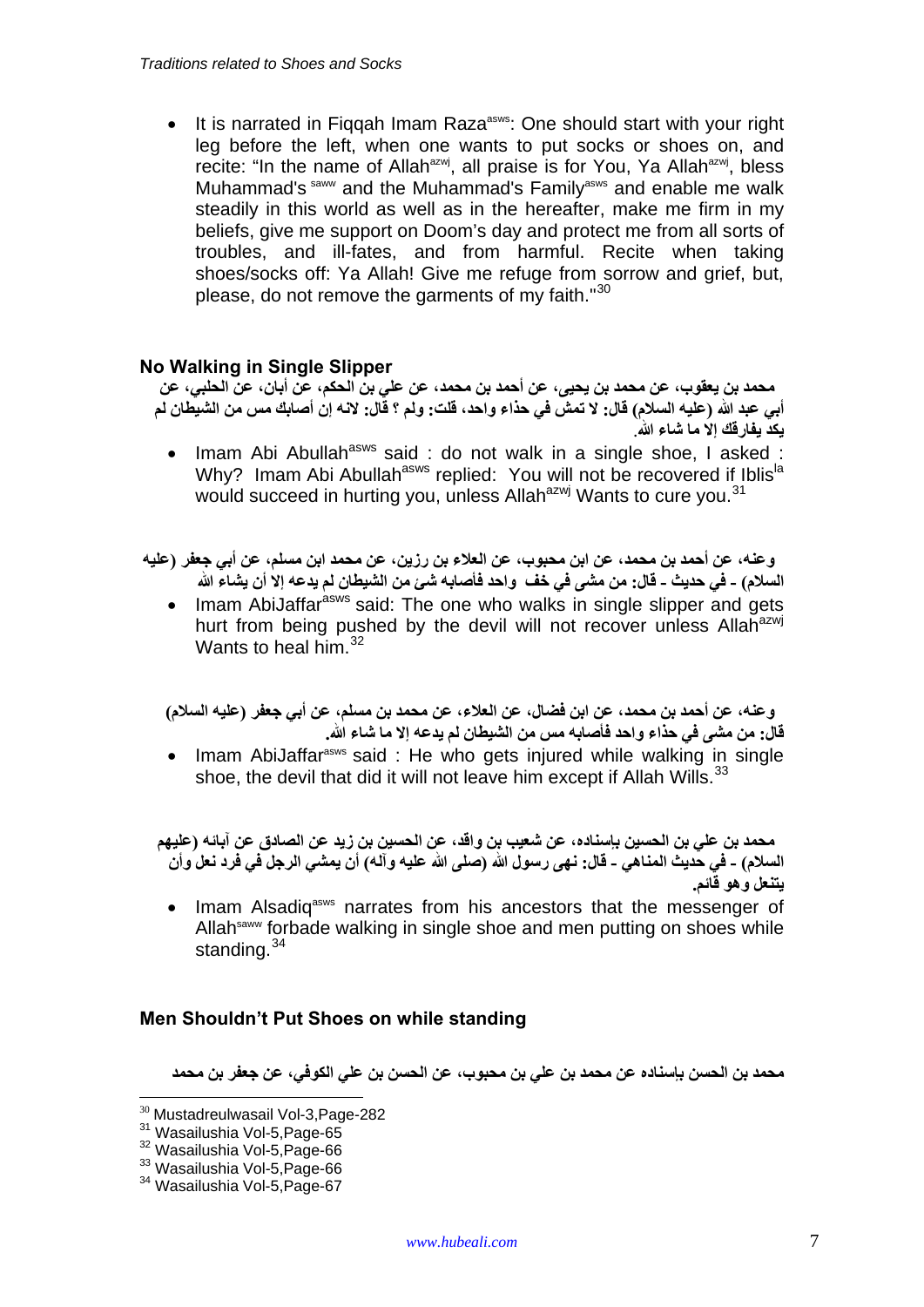- It is narrated in Fiqqah Imam Raza[asws]: One should start with your right leg before the left, when one wants to put socks or shoes on, and recite: "In the name of Allah[azwj], all praise is for You, Ya Allah[azwj], bless Muhammad's [saww] and the Muhammad's Family[asws] and enable me walk steadily in this world as well as in the hereafter, make me firm in my beliefs, give me support on Doom's day and protect me from all sorts of troubles, and ill-fates, and from harmful. Recite when taking shoes/socks off: Ya Allah! Give me refuge from sorrow and grief, but, please, do not remove the garments of my faith."[30]

## No Walking in Single Slipper

محمد بن يعقوب، عن محمد بن يحيى، عن أحمد بن محمد، عن علي بن الحكم، عن أبان، عن الحلبي، عن أبي عبد الله (عليه السلام) قال: لا تمش في حذاء واحد، قلت: ولم ؟ قال: لانه إن أصابك مس من الشيطان لم يكد يفارقك إلا ما شاء الله.

- Imam Abi Abullah[asws] said : do not walk in a single shoe, I asked : Why? Imam Abi Abullah[asws] replied: You will not be recovered if Iblis[la] would succeed in hurting you, unless Allah[azwj] Wants to cure you.[31]

وعنه، عن أحمد بن محمد، عن ابن محبوب، عن العلاء بن رزين، عن محمد ابن مسلم، عن أبي جعفر (عليه السلام) - في حديث - قال: من مشى في خف واحد فأصابه شئ من الشيطان لم يدعه إلا أن يشاء الله

- Imam AbiJaffar[asws] said: The one who walks in single slipper and gets hurt from being pushed by the devil will not recover unless Allah[azwj] Wants to heal him.[32]

وعنه، عن أحمد بن محمد، عن ابن فضال، عن العلاء، عن محمد بن مسلم، عن أبي جعفر (عليه السلام) قال: من مشى في حذاء واحد فأصابه مس من الشيطان لم يدعه إلا ما شاء الله.

- Imam AbiJaffar[asws] said : He who gets injured while walking in single shoe, the devil that did it will not leave him except if Allah Wills.[33]

محمد بن علي بن الحسين بإسناده، عن شعيب بن واقد، عن الحسين بن زيد عن الصادق عن آبائه (عليهم السلام) - في حديث المناهي - قال: نهى رسول الله (صلى الله عليه وآله) أن يمشي الرجل في فرد نعل وأن يتنعل وهو قائم.

- Imam Alsadiq[asws] narrates from his ancestors that the messenger of Allah[saww] forbade walking in single shoe and men putting on shoes while standing.[34]

## Men Shouldn't Put Shoes on while standing

محمد بن الحسن بإسناده عن محمد بن علي بن محبوب، عن الحسن بن علي الكوفي، عن جعفر بن محمد

---

[30] Mustadreulwasail Vol-3,Page-282
[31] Wasailushia Vol-5,Page-65
[32] Wasailushia Vol-5,Page-66
[33] Wasailushia Vol-5,Page-66
[34] Wasailushia Vol-5,Page-67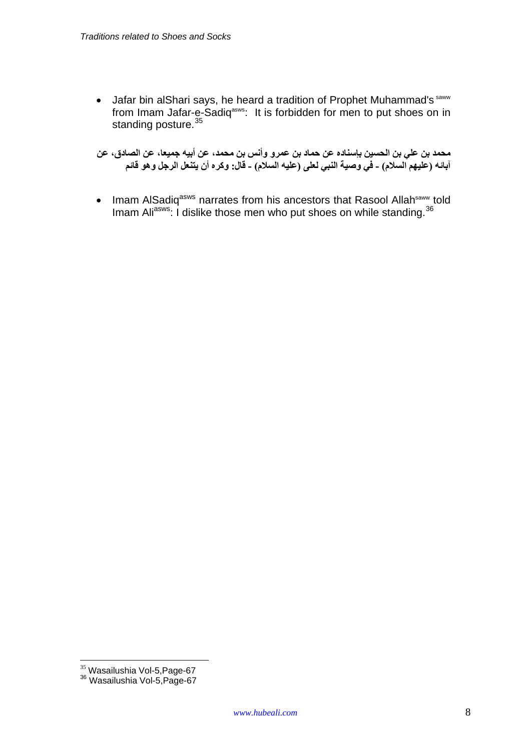- Jafar bin alShari says, he heard a tradition of Prophet Muhammad's[saww] from Imam Jafar-e-Sadiq[asws]: It is forbidden for men to put shoes on in standing posture.[35]

**محمد بن علي بن الحسين بإسناده عن حماد بن عمرو وأنس بن محمد، عن أبيه جميعا، عن الصادق، عن آبائه (عليهم السلام) - في وصية النبي لعلى (عليه السلام) - قال: وكره أن يتنعل الرجل وهو قائم**

- Imam AlSadiq[asws] narrates from his ancestors that Rasool Allah[saww] told Imam Ali[asws]: I dislike those men who put shoes on while standing.[36]

---

[35] Wasailushia Vol-5,Page-67

[36] Wasailushia Vol-5,Page-67